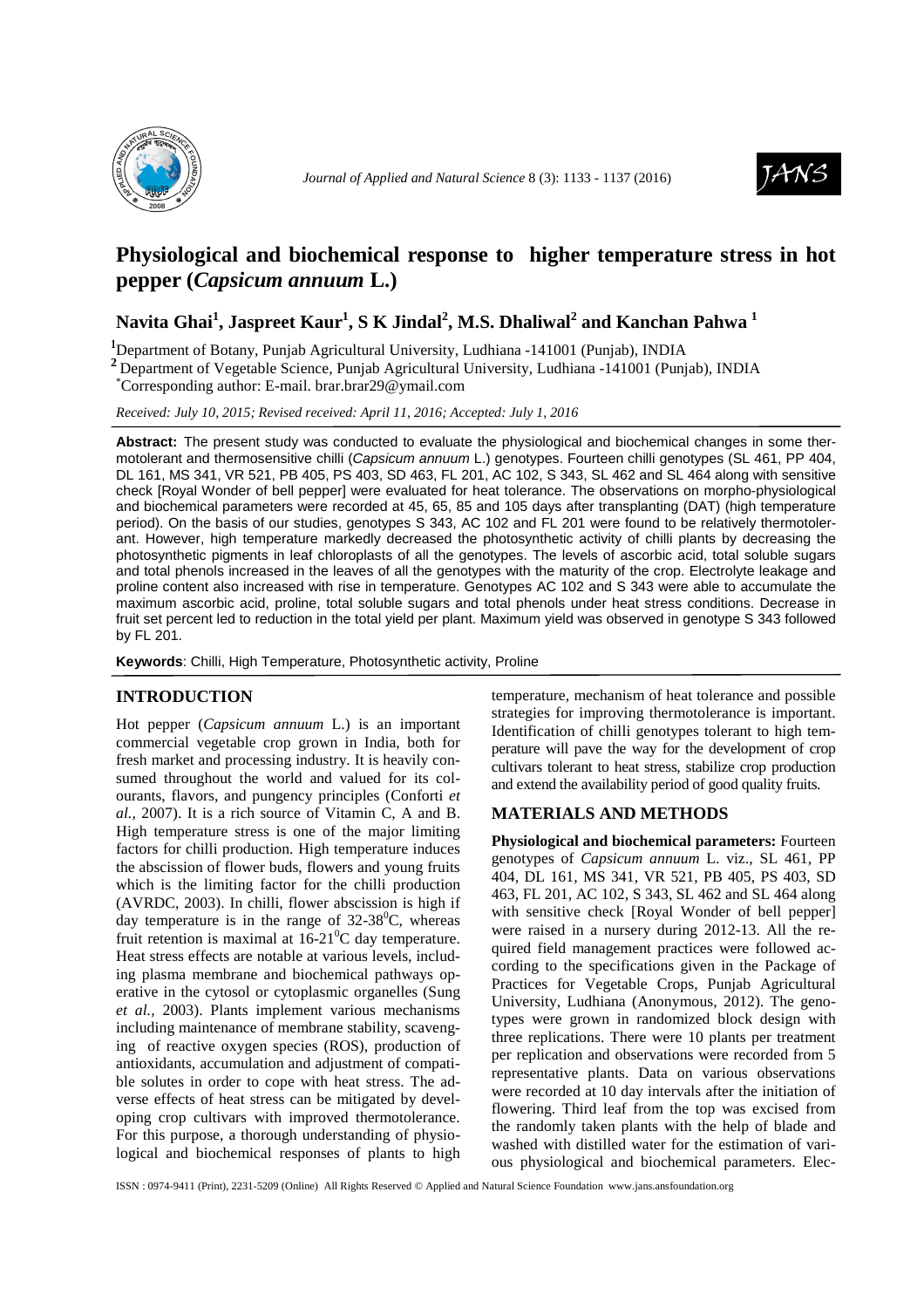# Physiological and biochemical response to higher temperature stress in hot pepper (*Capsicum annuum* L.)

**Navita Ghai[1], Jaspreet Kaur[1], S K Jindal[2], M.S. Dhaliwal[2] and Kanchan Pahwa [1]**

[1]Department of Botany, Punjab Agricultural University, Ludhiana -141001 (Punjab), INDIA
[2] Department of Vegetable Science, Punjab Agricultural University, Ludhiana -141001 (Punjab), INDIA
*Corresponding author: E-mail. brar.brar29@ymail.com

*Received: July 10, 2015; Revised received: April 11, 2016; Accepted: July 1, 2016*

**Abstract:** The present study was conducted to evaluate the physiological and biochemical changes in some thermotolerant and thermosensitive chilli (*Capsicum annuum* L.) genotypes. Fourteen chilli genotypes (SL 461, PP 404, DL 161, MS 341, VR 521, PB 405, PS 403, SD 463, FL 201, AC 102, S 343, SL 462 and SL 464 along with sensitive check [Royal Wonder of bell pepper] were evaluated for heat tolerance. The observations on morpho-physiological and biochemical parameters were recorded at 45, 65, 85 and 105 days after transplanting (DAT) (high temperature period). On the basis of our studies, genotypes S 343, AC 102 and FL 201 were found to be relatively thermotolerant. However, high temperature markedly decreased the photosynthetic activity of chilli plants by decreasing the photosynthetic pigments in leaf chloroplasts of all the genotypes. The levels of ascorbic acid, total soluble sugars and total phenols increased in the leaves of all the genotypes with the maturity of the crop. Electrolyte leakage and proline content also increased with rise in temperature. Genotypes AC 102 and S 343 were able to accumulate the maximum ascorbic acid, proline, total soluble sugars and total phenols under heat stress conditions. Decrease in fruit set percent led to reduction in the total yield per plant. Maximum yield was observed in genotype S 343 followed by FL 201.

**Keywords**: Chilli, High Temperature, Photosynthetic activity, Proline

## INTRODUCTION

Hot pepper (*Capsicum annuum* L.) is an important commercial vegetable crop grown in India, both for fresh market and processing industry. It is heavily consumed throughout the world and valued for its colourants, flavors, and pungency principles (Conforti *et al.,* 2007). It is a rich source of Vitamin C, A and B. High temperature stress is one of the major limiting factors for chilli production. High temperature induces the abscission of flower buds, flowers and young fruits which is the limiting factor for the chilli production (AVRDC, 2003). In chilli, flower abscission is high if day temperature is in the range of 32-38$^0$C, whereas fruit retention is maximal at 16-21$^0$C day temperature. Heat stress effects are notable at various levels, including plasma membrane and biochemical pathways operative in the cytosol or cytoplasmic organelles (Sung *et al.,* 2003). Plants implement various mechanisms including maintenance of membrane stability, scavenging of reactive oxygen species (ROS), production of antioxidants, accumulation and adjustment of compatible solutes in order to cope with heat stress. The adverse effects of heat stress can be mitigated by developing crop cultivars with improved thermotolerance. For this purpose, a thorough understanding of physiological and biochemical responses of plants to high temperature, mechanism of heat tolerance and possible strategies for improving thermotolerance is important. Identification of chilli genotypes tolerant to high temperature will pave the way for the development of crop cultivars tolerant to heat stress, stabilize crop production and extend the availability period of good quality fruits.

## MATERIALS AND METHODS

**Physiological and biochemical parameters:** Fourteen genotypes of *Capsicum annuum* L. viz., SL 461, PP 404, DL 161, MS 341, VR 521, PB 405, PS 403, SD 463, FL 201, AC 102, S 343, SL 462 and SL 464 along with sensitive check [Royal Wonder of bell pepper] were raised in a nursery during 2012-13. All the required field management practices were followed according to the specifications given in the Package of Practices for Vegetable Crops, Punjab Agricultural University, Ludhiana (Anonymous, 2012). The genotypes were grown in randomized block design with three replications. There were 10 plants per treatment per replication and observations were recorded from 5 representative plants. Data on various observations were recorded at 10 day intervals after the initiation of flowering. Third leaf from the top was excised from the randomly taken plants with the help of blade and washed with distilled water for the estimation of various physiological and biochemical parameters. Elec-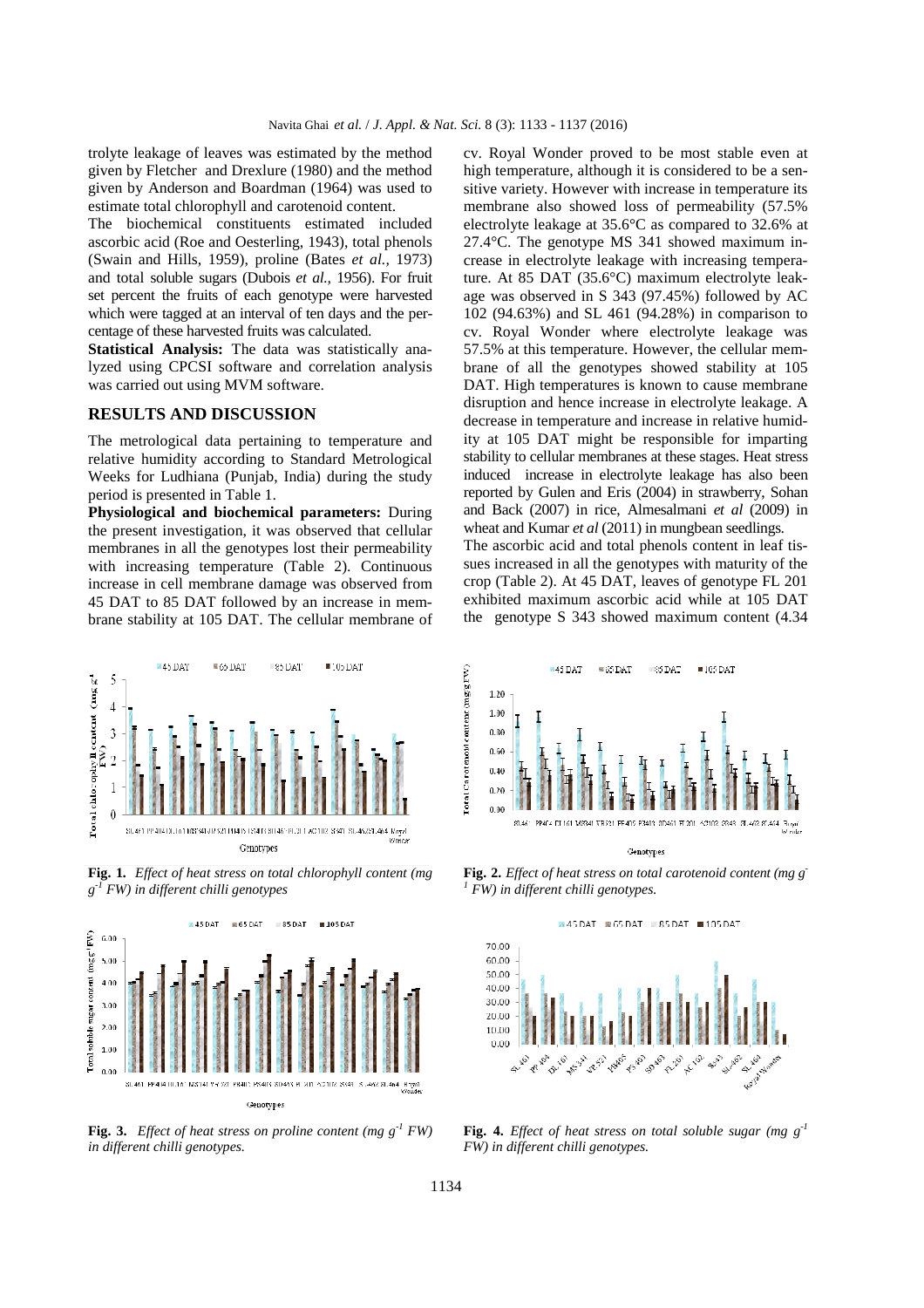trolyte leakage of leaves was estimated by the method given by Fletcher and Drexlure (1980) and the method given by Anderson and Boardman (1964) was used to estimate total chlorophyll and carotenoid content.

The biochemical constituents estimated included ascorbic acid (Roe and Oesterling, 1943), total phenols (Swain and Hills, 1959), proline (Bates *et al.,* 1973) and total soluble sugars (Dubois *et al.,* 1956). For fruit set percent the fruits of each genotype were harvested which were tagged at an interval of ten days and the percentage of these harvested fruits was calculated.

**Statistical Analysis:** The data was statistically analyzed using CPCSI software and correlation analysis was carried out using MVM software.

## RESULTS AND DISCUSSION

The metrological data pertaining to temperature and relative humidity according to Standard Metrological Weeks for Ludhiana (Punjab, India) during the study period is presented in Table 1.

**Physiological and biochemical parameters:** During the present investigation, it was observed that cellular membranes in all the genotypes lost their permeability with increasing temperature (Table 2). Continuous increase in cell membrane damage was observed from 45 DAT to 85 DAT followed by an increase in membrane stability at 105 DAT. The cellular membrane of cv. Royal Wonder proved to be most stable even at high temperature, although it is considered to be a sensitive variety. However with increase in temperature its membrane also showed loss of permeability (57.5% electrolyte leakage at 35.6°C as compared to 32.6% at 27.4°C. The genotype MS 341 showed maximum increase in electrolyte leakage with increasing temperature. At 85 DAT (35.6°C) maximum electrolyte leakage was observed in S 343 (97.45%) followed by AC 102 (94.63%) and SL 461 (94.28%) in comparison to cv. Royal Wonder where electrolyte leakage was 57.5% at this temperature. However, the cellular membrane of all the genotypes showed stability at 105 DAT. High temperatures is known to cause membrane disruption and hence increase in electrolyte leakage. A decrease in temperature and increase in relative humidity at 105 DAT might be responsible for imparting stability to cellular membranes at these stages. Heat stress induced increase in electrolyte leakage has also been reported by Gulen and Eris (2004) in strawberry, Sohan and Back (2007) in rice, Almesalmani *et al* (2009) in wheat and Kumar *et al* (2011) in mungbean seedlings.

The ascorbic acid and total phenols content in leaf tissues increased in all the genotypes with maturity of the crop (Table 2). At 45 DAT, leaves of genotype FL 201 exhibited maximum ascorbic acid while at 105 DAT the genotype S 343 showed maximum content (4.34

**Fig. 1.** *Effect of heat stress on total chlorophyll content (mg $g^{-1}$ FW) in different chilli genotypes*

**Fig. 2.** *Effect of heat stress on total carotenoid content (mg $g^{-1}$ FW) in different chilli genotypes.*

**Fig. 3.** *Effect of heat stress on proline content (mg $g^{-1}$ FW) in different chilli genotypes.*

**Fig. 4.** *Effect of heat stress on total soluble sugar (mg $g^{-1}$ FW) in different chilli genotypes.*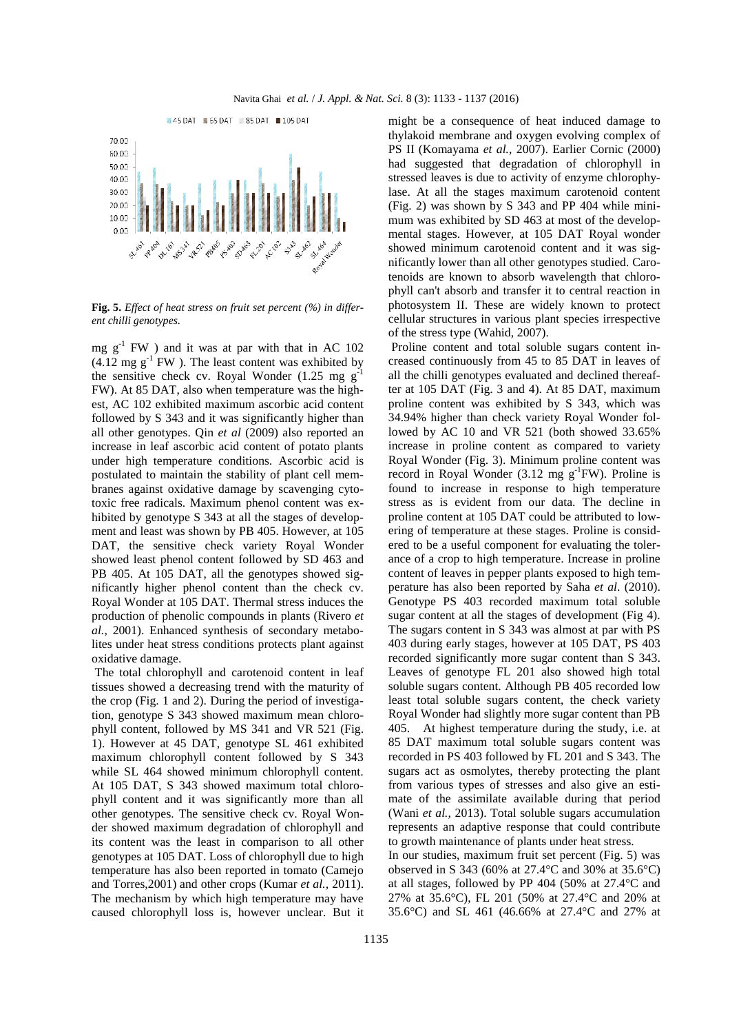**Fig. 5.** *Effect of heat stress on fruit set percent (%) in different chilli genotypes.*

mg $g^{-1}$ FW ) and it was at par with that in AC 102 (4.12 mg $g^{-1}$ FW ). The least content was exhibited by the sensitive check cv. Royal Wonder (1.25 mg $g^{-1}$ FW). At 85 DAT, also when temperature was the highest, AC 102 exhibited maximum ascorbic acid content followed by S 343 and it was significantly higher than all other genotypes. Qin *et al* (2009) also reported an increase in leaf ascorbic acid content of potato plants under high temperature conditions. Ascorbic acid is postulated to maintain the stability of plant cell membranes against oxidative damage by scavenging cytotoxic free radicals. Maximum phenol content was exhibited by genotype S 343 at all the stages of development and least was shown by PB 405. However, at 105 DAT, the sensitive check variety Royal Wonder showed least phenol content followed by SD 463 and PB 405. At 105 DAT, all the genotypes showed significantly higher phenol content than the check cv. Royal Wonder at 105 DAT. Thermal stress induces the production of phenolic compounds in plants (Rivero *et al.,* 2001). Enhanced synthesis of secondary metabolites under heat stress conditions protects plant against oxidative damage.

The total chlorophyll and carotenoid content in leaf tissues showed a decreasing trend with the maturity of the crop (Fig. 1 and 2). During the period of investigation, genotype S 343 showed maximum mean chlorophyll content, followed by MS 341 and VR 521 (Fig. 1). However at 45 DAT, genotype SL 461 exhibited maximum chlorophyll content followed by S 343 while SL 464 showed minimum chlorophyll content. At 105 DAT, S 343 showed maximum total chlorophyll content and it was significantly more than all other genotypes. The sensitive check cv. Royal Wonder showed maximum degradation of chlorophyll and its content was the least in comparison to all other genotypes at 105 DAT. Loss of chlorophyll due to high temperature has also been reported in tomato (Camejo and Torres,2001) and other crops (Kumar *et al.,* 2011). The mechanism by which high temperature may have caused chlorophyll loss is, however unclear. But it might be a consequence of heat induced damage to thylakoid membrane and oxygen evolving complex of PS II (Komayama *et al.,* 2007). Earlier Cornic (2000) had suggested that degradation of chlorophyll in stressed leaves is due to activity of enzyme chlorophylase. At all the stages maximum carotenoid content (Fig. 2) was shown by S 343 and PP 404 while minimum was exhibited by SD 463 at most of the developmental stages. However, at 105 DAT Royal wonder showed minimum carotenoid content and it was significantly lower than all other genotypes studied. Carotenoids are known to absorb wavelength that chlorophyll can't absorb and transfer it to central reaction in photosystem II. These are widely known to protect cellular structures in various plant species irrespective of the stress type (Wahid, 2007).

Proline content and total soluble sugars content increased continuously from 45 to 85 DAT in leaves of all the chilli genotypes evaluated and declined thereafter at 105 DAT (Fig. 3 and 4). At 85 DAT, maximum proline content was exhibited by S 343, which was 34.94% higher than check variety Royal Wonder followed by AC 10 and VR 521 (both showed 33.65% increase in proline content as compared to variety Royal Wonder (Fig. 3). Minimum proline content was record in Royal Wonder (3.12 mg $g^{-1}$FW). Proline is found to increase in response to high temperature stress as is evident from our data. The decline in proline content at 105 DAT could be attributed to lowering of temperature at these stages. Proline is considered to be a useful component for evaluating the tolerance of a crop to high temperature. Increase in proline content of leaves in pepper plants exposed to high temperature has also been reported by Saha *et al*. (2010). Genotype PS 403 recorded maximum total soluble sugar content at all the stages of development (Fig 4). The sugars content in S 343 was almost at par with PS 403 during early stages, however at 105 DAT, PS 403 recorded significantly more sugar content than S 343. Leaves of genotype FL 201 also showed high total soluble sugars content. Although PB 405 recorded low least total soluble sugars content, the check variety Royal Wonder had slightly more sugar content than PB 405. At highest temperature during the study, i.e. at 85 DAT maximum total soluble sugars content was recorded in PS 403 followed by FL 201 and S 343. The sugars act as osmolytes, thereby protecting the plant from various types of stresses and also give an estimate of the assimilate available during that period (Wani *et al.,* 2013). Total soluble sugars accumulation represents an adaptive response that could contribute to growth maintenance of plants under heat stress.

In our studies, maximum fruit set percent (Fig. 5) was observed in S 343 (60% at 27.4°C and 30% at 35.6°C) at all stages, followed by PP 404 (50% at 27.4°C and 27% at 35.6°C), FL 201 (50% at 27.4°C and 20% at 35.6°C) and SL 461 (46.66% at 27.4°C and 27% at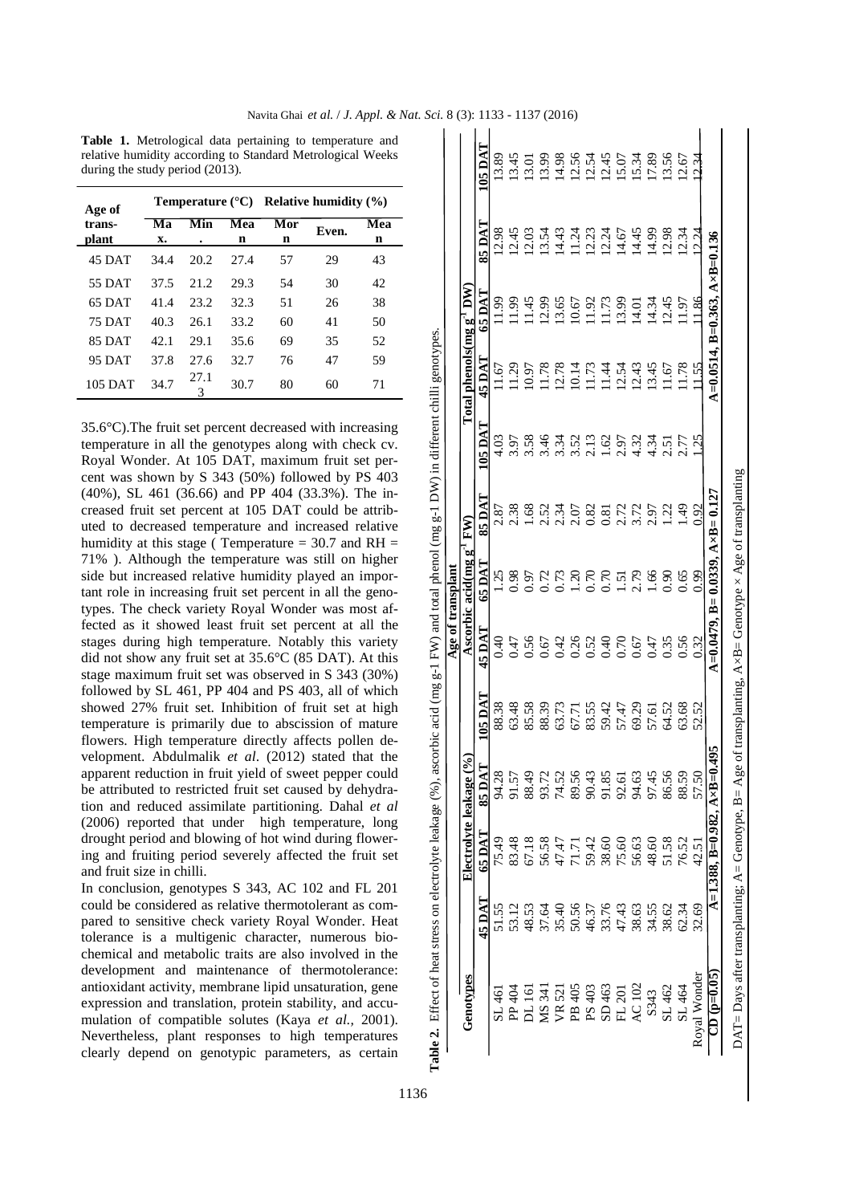**Table 1.** Metrological data pertaining to temperature and relative humidity according to Standard Metrological Weeks during the study period (2013).

| Age of transplant | Temperature (°C) | | | Relative humidity (%) | | |
|---|---|---|---|---|---|---|
| | Max. | Min. | Mean | Morn | Even. | Mean |
| 45 DAT | 34.4 | 20.2 | 27.4 | 57 | 29 | 43 |
| 55 DAT | 37.5 | 21.2 | 29.3 | 54 | 30 | 42 |
| 65 DAT | 41.4 | 23.2 | 32.3 | 51 | 26 | 38 |
| 75 DAT | 40.3 | 26.1 | 33.2 | 60 | 41 | 50 |
| 85 DAT | 42.1 | 29.1 | 35.6 | 69 | 35 | 52 |
| 95 DAT | 37.8 | 27.6 | 32.7 | 76 | 47 | 59 |
| 105 DAT | 34.7 | 27.13 | 30.7 | 80 | 60 | 71 |

35.6°C).The fruit set percent decreased with increasing temperature in all the genotypes along with check cv. Royal Wonder. At 105 DAT, maximum fruit set percent was shown by S 343 (50%) followed by PS 403 (40%), SL 461 (36.66) and PP 404 (33.3%). The increased fruit set percent at 105 DAT could be attributed to decreased temperature and increased relative humidity at this stage ( Temperature = 30.7 and RH = 71% ). Although the temperature was still on higher side but increased relative humidity played an important role in increasing fruit set percent in all the genotypes. The check variety Royal Wonder was most affected as it showed least fruit set percent at all the stages during high temperature. Notably this variety did not show any fruit set at 35.6°C (85 DAT). At this stage maximum fruit set was observed in S 343 (30%) followed by SL 461, PP 404 and PS 403, all of which showed 27% fruit set. Inhibition of fruit set at high temperature is primarily due to abscission of mature flowers. High temperature directly affects pollen development. Abdulmalik *et al*. (2012) stated that the apparent reduction in fruit yield of sweet pepper could be attributed to restricted fruit set caused by dehydration and reduced assimilate partitioning. Dahal *et al* (2006) reported that under high temperature, long drought period and blowing of hot wind during flowering and fruiting period severely affected the fruit set and fruit size in chilli.

In conclusion, genotypes S 343, AC 102 and FL 201 could be considered as relative thermotolerant as compared to sensitive check variety Royal Wonder. Heat tolerance is a multigenic character, numerous biochemical and metabolic traits are also involved in the development and maintenance of thermotolerance: antioxidant activity, membrane lipid unsaturation, gene expression and translation, protein stability, and accumulation of compatible solutes (Kaya *et al.*, 2001). Nevertheless, plant responses to high temperatures clearly depend on genotypic parameters, as certain

**Table 2.** Effect of heat stress on electrolyte leakage (%), ascorbic acid (mg g-1 FW) and total phenol (mg g-1 DW) in different chilli genotypes.

| Genotypes | Age of transplant | | | | | | | | | | | |
|---|---|---|---|---|---|---|---|---|---|---|---|---|
| | Electrolyte leakage (%) | | | | Ascorbic acid(mg $g^{-1}$ FW) | | | | Total phenols(mg $g^{-1}$ DW) | | | |
| | 45 DAT | 65 DAT | 85 DAT | 105 DAT | 45 DAT | 65 DAT | 85 DAT | 105 DAT | 45 DAT | 65 DAT | 85 DAT | 105 DAT |
| SL 461 | 51.55 | 75.49 | 94.28 | 88.38 | 0.40 | 1.25 | 2.87 | 4.03 | 11.67 | 11.99 | 12.98 | 13.89 |
| PP 404 | 53.12 | 83.48 | 91.57 | 63.48 | 0.47 | 0.98 | 2.38 | 3.97 | 11.29 | 11.99 | 12.45 | 13.45 |
| DL 161 | 48.53 | 67.18 | 88.49 | 85.58 | 0.56 | 0.97 | 1.68 | 3.58 | 10.97 | 11.45 | 12.03 | 13.01 |
| MS 341 | 37.64 | 56.58 | 93.72 | 88.39 | 0.67 | 0.72 | 2.52 | 3.46 | 11.78 | 12.99 | 13.54 | 13.99 |
| VR 521 | 35.40 | 47.47 | 74.52 | 63.73 | 0.42 | 0.73 | 2.34 | 3.34 | 12.78 | 13.65 | 14.43 | 14.98 |
| PB 405 | 50.56 | 71.71 | 89.56 | 67.71 | 0.26 | 1.20 | 2.07 | 3.52 | 10.14 | 10.67 | 11.24 | 12.56 |
| PS 403 | 46.37 | 59.42 | 90.43 | 83.55 | 0.52 | 0.70 | 0.82 | 2.13 | 11.73 | 11.92 | 12.23 | 12.54 |
| SD 463 | 33.76 | 38.60 | 91.85 | 59.42 | 0.40 | 0.70 | 0.81 | 1.62 | 11.44 | 11.73 | 12.24 | 12.45 |
| FL 201 | 47.43 | 75.60 | 92.61 | 57.47 | 0.70 | 1.51 | 2.72 | 2.97 | 12.54 | 13.99 | 14.67 | 15.07 |
| AC 102 | 38.63 | 56.63 | 94.63 | 69.29 | 0.67 | 2.79 | 3.72 | 4.32 | 12.43 | 14.01 | 14.45 | 15.34 |
| S343 | 34.55 | 48.60 | 97.45 | 57.61 | 0.47 | 1.66 | 2.97 | 4.34 | 13.45 | 14.34 | 14.99 | 17.89 |
| SL 462 | 38.62 | 51.58 | 86.56 | 64.52 | 0.35 | 0.90 | 1.22 | 2.51 | 11.58 | 12.45 | 12.98 | 13.56 |
| SL 464 | 62.34 | 76.52 | 88.59 | 63.68 | 0.56 | 0.65 | 1.49 | 2.77 | 11.78 | 11.97 | 12.34 | 12.67 |
| Royal Wonder | 32.69 | 42.51 | 57.50 | 52.52 | 0.32 | 0.99 | 0.92 | 1.25 | 11.55 | 11.86 | 12.24 | 12.34 |
| CD (p=0.05) | A=1.388, B=0.982, A×B=0.495 | | | | A=0.0479, B= 0.0339, A×B= 0.127 | | | | A=0.0514, B=0.363, A×B=0.136 | | | |

DAT= Days after transplanting; A= Genotype, B= Age of transplanting, A×B= Genotype × Age of transplanting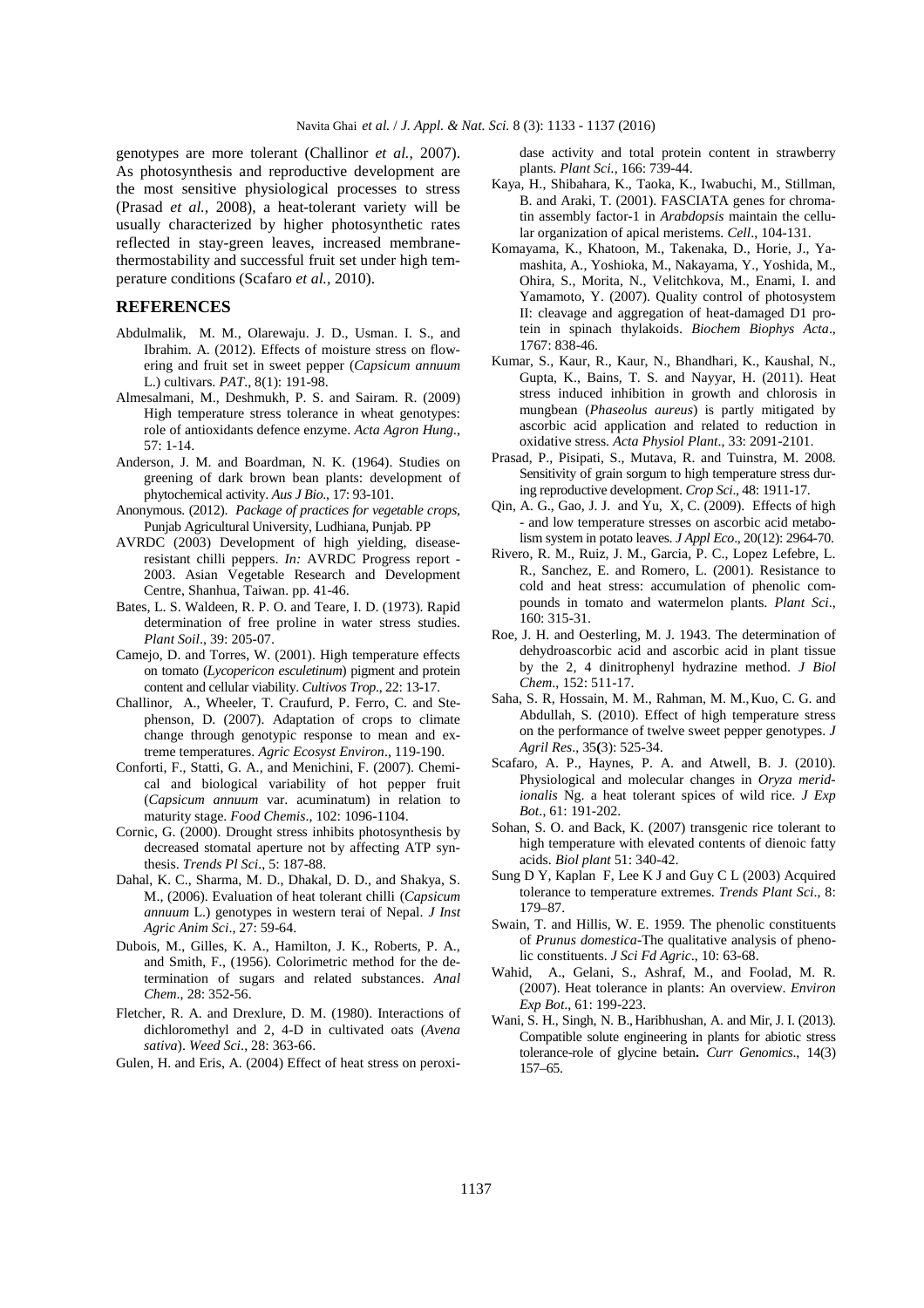genotypes are more tolerant (Challinor *et al.,* 2007). As photosynthesis and reproductive development are the most sensitive physiological processes to stress (Prasad *et al.,* 2008), a heat-tolerant variety will be usually characterized by higher photosynthetic rates reflected in stay-green leaves, increased membrane-thermostability and successful fruit set under high temperature conditions (Scafaro *et al.,* 2010).

## REFERENCES

Abdulmalik, M. M., Olarewaju. J. D., Usman. I. S., and Ibrahim. A. (2012). Effects of moisture stress on flowering and fruit set in sweet pepper (*Capsicum annuum* L.) cultivars. *PAT*., 8(1): 191-98.

Almesalmani, M., Deshmukh, P. S. and Sairam. R. (2009) High temperature stress tolerance in wheat genotypes: role of antioxidants defence enzyme. *Acta Agron Hung*., 57: 1-14.

Anderson, J. M. and Boardman, N. K. (1964). Studies on greening of dark brown bean plants: development of phytochemical activity. *Aus J Bio*., 17: 93-101.

Anonymous. (2012). *Package of practices for vegetable crops*, Punjab Agricultural University, Ludhiana, Punjab. PP

AVRDC (2003) Development of high yielding, disease-resistant chilli peppers. *In:* AVRDC Progress report - 2003. Asian Vegetable Research and Development Centre, Shanhua, Taiwan. pp. 41-46.

Bates, L. S. Waldeen, R. P. O. and Teare, I. D. (1973). Rapid determination of free proline in water stress studies. *Plant Soil*., 39: 205-07.

Camejo, D. and Torres, W. (2001). High temperature effects on tomato (*Lycopericon esculetinum*) pigment and protein content and cellular viability. *Cultivos Trop.,* 22: 13-17.

Challinor, A., Wheeler, T. Craufurd, P. Ferro, C. and Stephenson, D. (2007). Adaptation of crops to climate change through genotypic response to mean and extreme temperatures. *Agric Ecosyst Environ*., 119-190.

Conforti, F., Statti, G. A., and Menichini, F. (2007). Chemical and biological variability of hot pepper fruit (*Capsicum annuum* var. acuminatum) in relation to maturity stage. *Food Chemis*., 102: 1096-1104.

Cornic, G. (2000). Drought stress inhibits photosynthesis by decreased stomatal aperture not by affecting ATP synthesis. *Trends Pl Sci*., 5: 187-88.

Dahal, K. C., Sharma, M. D., Dhakal, D. D., and Shakya, S. M., (2006). Evaluation of heat tolerant chilli (*Capsicum annuum* L.) genotypes in western terai of Nepal. *J Inst Agric Anim Sci*., 27: 59-64.

Dubois, M., Gilles, K. A., Hamilton, J. K., Roberts, P. A., and Smith, F., (1956). Colorimetric method for the determination of sugars and related substances. *Anal Chem*., 28: 352-56.

Fletcher, R. A. and Drexlure, D. M. (1980). Interactions of dichloromethyl and 2, 4-D in cultivated oats (*Avena sativa*). *Weed Sci*., 28: 363-66.

Gulen, H. and Eris, A. (2004) Effect of heat stress on peroxidase activity and total protein content in strawberry plants. *Plant Sci.,* 166: 739-44.

Kaya, H., Shibahara, K., Taoka, K., Iwabuchi, M., Stillman, B. and Araki, T. (2001). FASCIATA genes for chromatin assembly factor-1 in *Arabdopsis* maintain the cellular organization of apical meristems. *Cell*., 104-131.

Komayama, K., Khatoon, M., Takenaka, D., Horie, J., Yamashita, A., Yoshioka, M., Nakayama, Y., Yoshida, M., Ohira, S., Morita, N., Velitchkova, M., Enami, I. and Yamamoto, Y. (2007). Quality control of photosystem II: cleavage and aggregation of heat-damaged D1 protein in spinach thylakoids. *Biochem Biophys Acta*., 1767: 838-46.

Kumar, S., Kaur, R., Kaur, N., Bhandhari, K., Kaushal, N., Gupta, K., Bains, T. S. and Nayyar, H. (2011). Heat stress induced inhibition in growth and chlorosis in mungbean (*Phaseolus aureus*) is partly mitigated by ascorbic acid application and related to reduction in oxidative stress. *Acta Physiol Plant*., 33: 2091-2101.

Prasad, P., Pisipati, S., Mutava, R. and Tuinstra, M. 2008. Sensitivity of grain sorgum to high temperature stress during reproductive development. *Crop Sci*., 48: 1911-17.

Qin, A. G., Gao, J. J. and Yu, X, C. (2009). Effects of high - and low temperature stresses on ascorbic acid metabolism system in potato leaves. *J Appl Eco*., 20(12): 2964-70.

Rivero, R. M., Ruiz, J. M., Garcia, P. C., Lopez Lefebre, L. R., Sanchez, E. and Romero, L. (2001). Resistance to cold and heat stress: accumulation of phenolic compounds in tomato and watermelon plants. *Plant Sci*., 160: 315-31.

Roe, J. H. and Oesterling, M. J. 1943. The determination of dehydroascorbic acid and ascorbic acid in plant tissue by the 2, 4 dinitrophenyl hydrazine method. *J Biol Chem*., 152: 511-17.

Saha, S. R, Hossain, M. M., Rahman, M. M., Kuo, C. G. and Abdullah, S. (2010). Effect of high temperature stress on the performance of twelve sweet pepper genotypes. *J Agril Res*., 35**(**3): 525-34.

Scafaro, A. P., Haynes, P. A. and Atwell, B. J. (2010). Physiological and molecular changes in *Oryza meridionalis* Ng. a heat tolerant spices of wild rice. *J Exp Bot*., 61: 191-202.

Sohan, S. O. and Back, K. (2007) transgenic rice tolerant to high temperature with elevated contents of dienoic fatty acids. *Biol plant* 51: 340-42.

Sung D Y, Kaplan F, Lee K J and Guy C L (2003) Acquired tolerance to temperature extremes. *Trends Plant Sci*., 8: 179–87.

Swain, T. and Hillis, W. E. 1959. The phenolic constituents of *Prunus domestica*-The qualitative analysis of phenolic constituents. *J Sci Fd Agric*., 10: 63-68.

Wahid, A., Gelani, S., Ashraf, M., and Foolad, M. R. (2007). Heat tolerance in plants: An overview. *Environ Exp Bot*., 61: 199-223.

Wani, S. H., Singh, N. B., Haribhushan, A. and Mir, J. I. (2013). Compatible solute engineering in plants for abiotic stress tolerance-role of glycine betain**.** *Curr Genomics*., 14(3) 157–65.